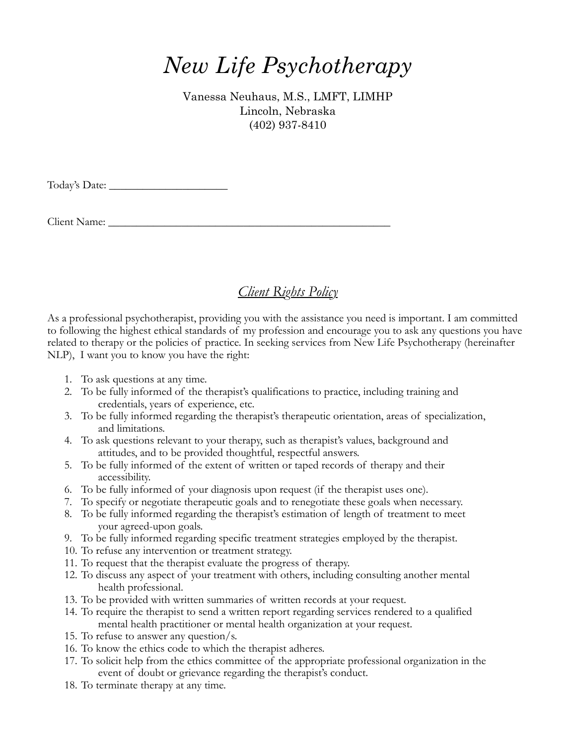# *New Life Psychotherapy*

Vanessa Neuhaus, M.S., LMFT, LIMHP
Lincoln, Nebraska
(402) 937-8410

Today's Date: ______________________

Client Name: ____________________________________________________

## *Client Rights Policy*

As a professional psychotherapist, providing you with the assistance you need is important. I am committed to following the highest ethical standards of my profession and encourage you to ask any questions you have related to therapy or the policies of practice. In seeking services from New Life Psychotherapy (hereinafter NLP), I want you to know you have the right:

1. To ask questions at any time.
2. To be fully informed of the therapist's qualifications to practice, including training and credentials, years of experience, etc.
3. To be fully informed regarding the therapist's therapeutic orientation, areas of specialization, and limitations.
4. To ask questions relevant to your therapy, such as therapist's values, background and attitudes, and to be provided thoughtful, respectful answers.
5. To be fully informed of the extent of written or taped records of therapy and their accessibility.
6. To be fully informed of your diagnosis upon request (if the therapist uses one).
7. To specify or negotiate therapeutic goals and to renegotiate these goals when necessary.
8. To be fully informed regarding the therapist's estimation of length of treatment to meet your agreed-upon goals.
9. To be fully informed regarding specific treatment strategies employed by the therapist.
10. To refuse any intervention or treatment strategy.
11. To request that the therapist evaluate the progress of therapy.
12. To discuss any aspect of your treatment with others, including consulting another mental health professional.
13. To be provided with written summaries of written records at your request.
14. To require the therapist to send a written report regarding services rendered to a qualified mental health practitioner or mental health organization at your request.
15. To refuse to answer any question/s.
16. To know the ethics code to which the therapist adheres.
17. To solicit help from the ethics committee of the appropriate professional organization in the event of doubt or grievance regarding the therapist's conduct.
18. To terminate therapy at any time.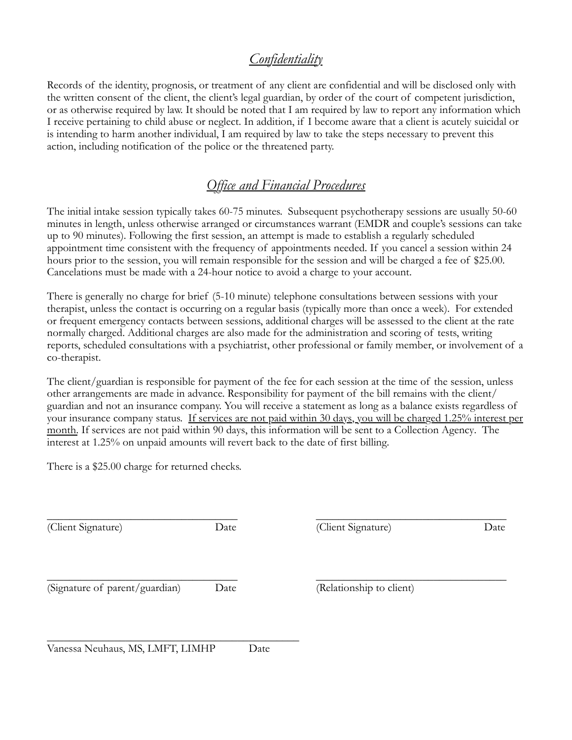## *Confidentiality*

Records of the identity, prognosis, or treatment of any client are confidential and will be disclosed only with the written consent of the client, the client's legal guardian, by order of the court of competent jurisdiction, or as otherwise required by law. It should be noted that I am required by law to report any information which I receive pertaining to child abuse or neglect. In addition, if I become aware that a client is acutely suicidal or is intending to harm another individual, I am required by law to take the steps necessary to prevent this action, including notification of the police or the threatened party.

## *Office and Financial Procedures*

The initial intake session typically takes 60-75 minutes. Subsequent psychotherapy sessions are usually 50-60 minutes in length, unless otherwise arranged or circumstances warrant (EMDR and couple's sessions can take up to 90 minutes). Following the first session, an attempt is made to establish a regularly scheduled appointment time consistent with the frequency of appointments needed. If you cancel a session within 24 hours prior to the session, you will remain responsible for the session and will be charged a fee of $25.00. Cancelations must be made with a 24-hour notice to avoid a charge to your account.

There is generally no charge for brief (5-10 minute) telephone consultations between sessions with your therapist, unless the contact is occurring on a regular basis (typically more than once a week). For extended or frequent emergency contacts between sessions, additional charges will be assessed to the client at the rate normally charged. Additional charges are also made for the administration and scoring of tests, writing reports, scheduled consultations with a psychiatrist, other professional or family member, or involvement of a co-therapist.

The client/guardian is responsible for payment of the fee for each session at the time of the session, unless other arrangements are made in advance. Responsibility for payment of the bill remains with the client/guardian and not an insurance company. You will receive a statement as long as a balance exists regardless of your insurance company status. <u>If services are not paid within 30 days, you will be charged 1.25% interest per month.</u> If services are not paid within 90 days, this information will be sent to a Collection Agency. The interest at 1.25% on unpaid amounts will revert back to the date of first billing.

There is a $25.00 charge for returned checks.

___________________________________
(Client Signature) Date

___________________________________
(Client Signature) Date

___________________________________
(Signature of parent/guardian) Date

___________________________________
(Relationship to client)

______________________________________________
Vanessa Neuhaus, MS, LMFT, LIMHP Date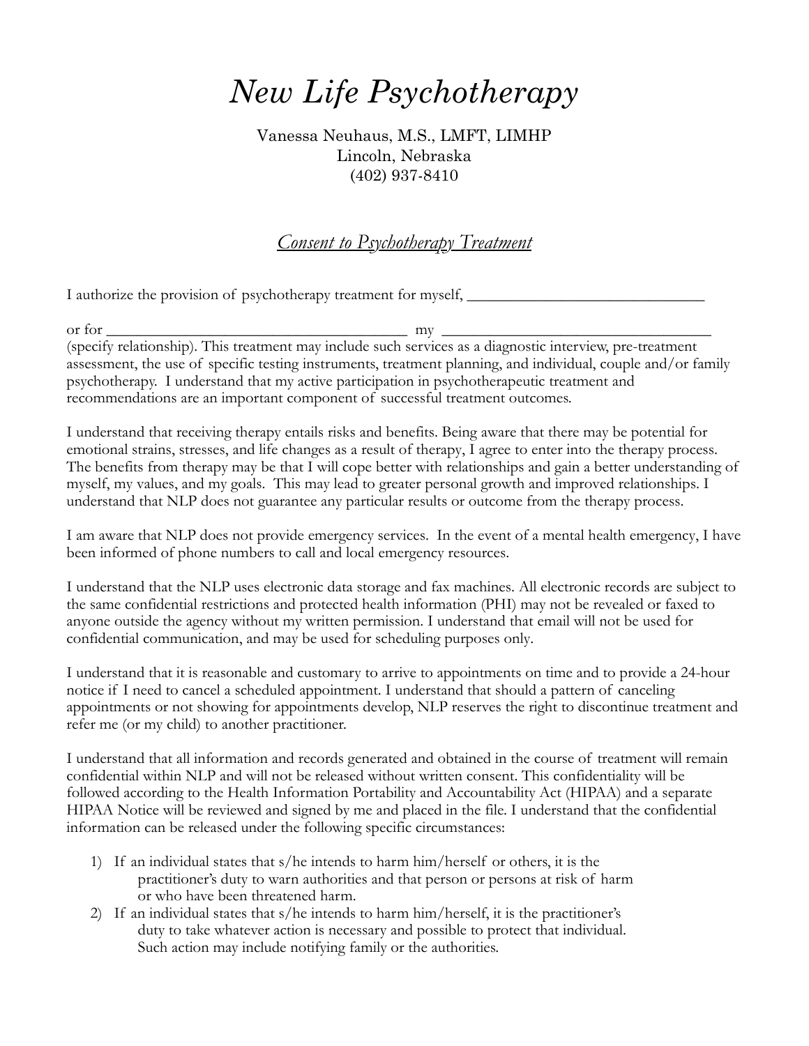# *New Life Psychotherapy*

Vanessa Neuhaus, M.S., LMFT, LIMHP
Lincoln, Nebraska
(402) 937-8410

## *<u>Consent to Psychotherapy Treatment</u>*

I authorize the provision of psychotherapy treatment for myself, ________________________________

or for ________________________________________ my ____________________________________ (specify relationship). This treatment may include such services as a diagnostic interview, pre-treatment assessment, the use of specific testing instruments, treatment planning, and individual, couple and/or family psychotherapy. I understand that my active participation in psychotherapeutic treatment and recommendations are an important component of successful treatment outcomes.

I understand that receiving therapy entails risks and benefits. Being aware that there may be potential for emotional strains, stresses, and life changes as a result of therapy, I agree to enter into the therapy process. The benefits from therapy may be that I will cope better with relationships and gain a better understanding of myself, my values, and my goals. This may lead to greater personal growth and improved relationships. I understand that NLP does not guarantee any particular results or outcome from the therapy process.

I am aware that NLP does not provide emergency services. In the event of a mental health emergency, I have been informed of phone numbers to call and local emergency resources.

I understand that the NLP uses electronic data storage and fax machines. All electronic records are subject to the same confidential restrictions and protected health information (PHI) may not be revealed or faxed to anyone outside the agency without my written permission. I understand that email will not be used for confidential communication, and may be used for scheduling purposes only.

I understand that it is reasonable and customary to arrive to appointments on time and to provide a 24-hour notice if I need to cancel a scheduled appointment. I understand that should a pattern of canceling appointments or not showing for appointments develop, NLP reserves the right to discontinue treatment and refer me (or my child) to another practitioner.

I understand that all information and records generated and obtained in the course of treatment will remain confidential within NLP and will not be released without written consent. This confidentiality will be followed according to the Health Information Portability and Accountability Act (HIPAA) and a separate HIPAA Notice will be reviewed and signed by me and placed in the file. I understand that the confidential information can be released under the following specific circumstances:

1) If an individual states that s/he intends to harm him/herself or others, it is the practitioner's duty to warn authorities and that person or persons at risk of harm or who have been threatened harm.
2) If an individual states that s/he intends to harm him/herself, it is the practitioner's duty to take whatever action is necessary and possible to protect that individual. Such action may include notifying family or the authorities.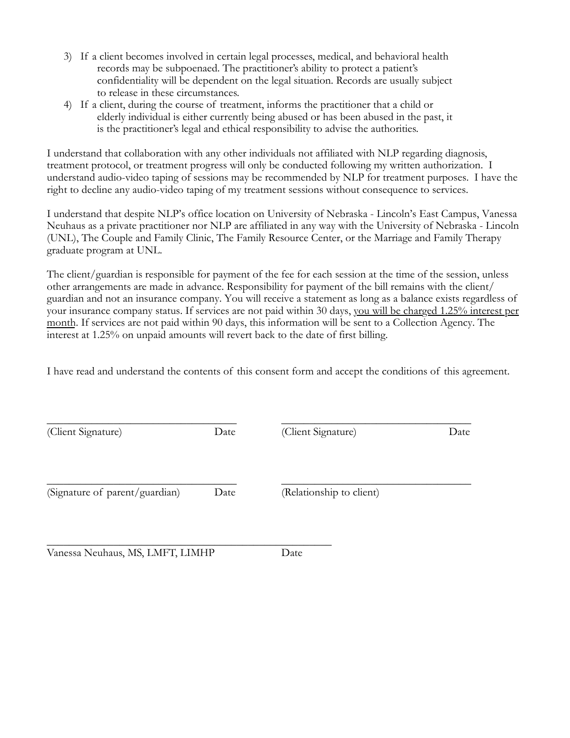3) If a client becomes involved in certain legal processes, medical, and behavioral health records may be subpoenaed. The practitioner's ability to protect a patient's confidentiality will be dependent on the legal situation. Records are usually subject to release in these circumstances.
4) If a client, during the course of treatment, informs the practitioner that a child or elderly individual is either currently being abused or has been abused in the past, it is the practitioner's legal and ethical responsibility to advise the authorities.

I understand that collaboration with any other individuals not affiliated with NLP regarding diagnosis, treatment protocol, or treatment progress will only be conducted following my written authorization. I understand audio-video taping of sessions may be recommended by NLP for treatment purposes. I have the right to decline any audio-video taping of my treatment sessions without consequence to services.

I understand that despite NLP's office location on University of Nebraska - Lincoln's East Campus, Vanessa Neuhaus as a private practitioner nor NLP are affiliated in any way with the University of Nebraska - Lincoln (UNL), The Couple and Family Clinic, The Family Resource Center, or the Marriage and Family Therapy graduate program at UNL.

The client/guardian is responsible for payment of the fee for each session at the time of the session, unless other arrangements are made in advance. Responsibility for payment of the bill remains with the client/ guardian and not an insurance company. You will receive a statement as long as a balance exists regardless of your insurance company status. If services are not paid within 30 days, <u>you will be charged 1.25% interest per month</u>. If services are not paid within 90 days, this information will be sent to a Collection Agency. The interest at 1.25% on unpaid amounts will revert back to the date of first billing.

I have read and understand the contents of this consent form and accept the conditions of this agreement.

\_\_\_\_\_\_\_\_\_\_\_\_\_\_\_\_\_\_\_\_\_\_\_\_\_\_\_\_\_\_\_\_\_\_\_ \_\_\_\_\_\_\_\_\_\_\_\_\_\_\_\_\_\_\_\_\_\_\_\_\_\_\_\_\_\_\_\_\_\_\_

(Client Signature) Date (Client Signature) Date

\_\_\_\_\_\_\_\_\_\_\_\_\_\_\_\_\_\_\_\_\_\_\_\_\_\_\_\_\_\_\_\_\_\_\_ \_\_\_\_\_\_\_\_\_\_\_\_\_\_\_\_\_\_\_\_\_\_\_\_\_\_\_\_\_\_\_\_\_\_\_

(Signature of parent/guardian) Date (Relationship to client)

\_\_\_\_\_\_\_\_\_\_\_\_\_\_\_\_\_\_\_\_\_\_\_\_\_\_\_\_\_\_\_\_\_\_\_\_\_\_\_\_\_\_\_\_\_\_\_\_\_\_\_

Vanessa Neuhaus, MS, LMFT, LIMHP Date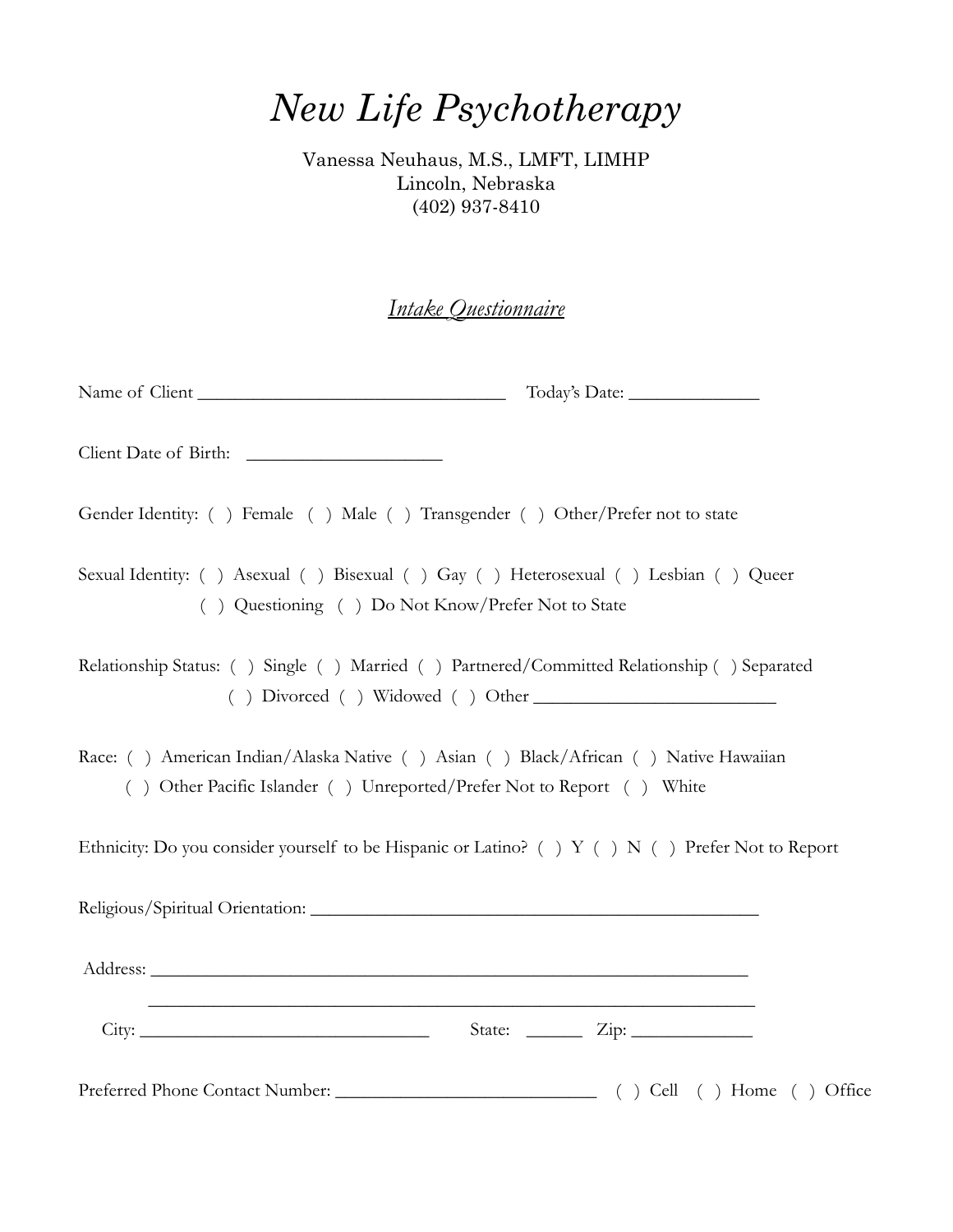# *New Life Psychotherapy*

Vanessa Neuhaus, M.S., LMFT, LIMHP
Lincoln, Nebraska
(402) 937-8410

## *Intake Questionnaire*

Name of Client ___________________________________ Today's Date: ______________

Client Date of Birth: _____________________

Gender Identity: ( ) Female ( ) Male ( ) Transgender ( ) Other/Prefer not to state

Sexual Identity: ( ) Asexual ( ) Bisexual ( ) Gay ( ) Heterosexual ( ) Lesbian ( ) Queer
( ) Questioning ( ) Do Not Know/Prefer Not to State

Relationship Status: ( ) Single ( ) Married ( ) Partnered/Committed Relationship ( ) Separated
( ) Divorced ( ) Widowed ( ) Other ___________________________

Race: ( ) American Indian/Alaska Native ( ) Asian ( ) Black/African ( ) Native Hawaiian
( ) Other Pacific Islander ( ) Unreported/Prefer Not to Report ( ) White

Ethnicity: Do you consider yourself to be Hispanic or Latino? ( ) Y ( ) N ( ) Prefer Not to Report

Religious/Spiritual Orientation: __________________________________________________

Address: ____________________________________________________________________

____________________________________________________________________

City: ________________________________ State: ______ Zip: _____________

Preferred Phone Contact Number: ____________________________ ( ) Cell ( ) Home ( ) Office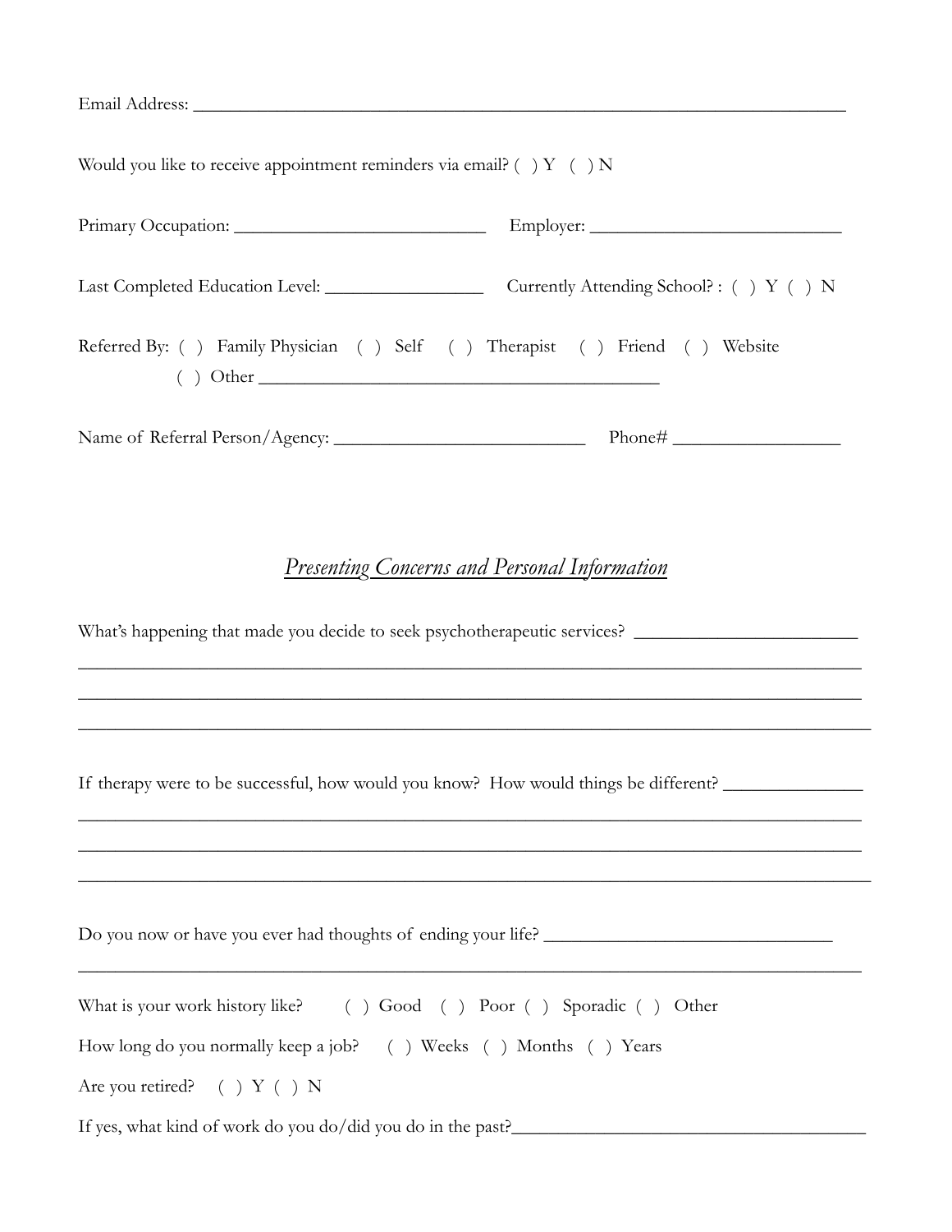Email Address: ______________________________________________________________________

Would you like to receive appointment reminders via email? ( ) Y ( ) N

Primary Occupation: ___________________________ Employer: ___________________________

Last Completed Education Level: ________________ Currently Attending School? : ( ) Y ( ) N

Referred By: ( ) Family Physician ( ) Self ( ) Therapist ( ) Friend ( ) Website
( ) Other ________________________________________

Name of Referral Person/Agency: ___________________________ Phone# _________________

## *Presenting Concerns and Personal Information*

What's happening that made you decide to seek psychotherapeutic services? _______________________
_____________________________________________________________________________________
_____________________________________________________________________________________
_____________________________________________________________________________________

If therapy were to be successful, how would you know? How would things be different? _______________
_____________________________________________________________________________________
_____________________________________________________________________________________
_____________________________________________________________________________________

Do you now or have you ever had thoughts of ending your life? ______________________________
_____________________________________________________________________________________

What is your work history like? ( ) Good ( ) Poor ( ) Sporadic ( ) Other

How long do you normally keep a job? ( ) Weeks ( ) Months ( ) Years

Are you retired? ( ) Y ( ) N

If yes, what kind of work do you do/did you do in the past?_____________________________________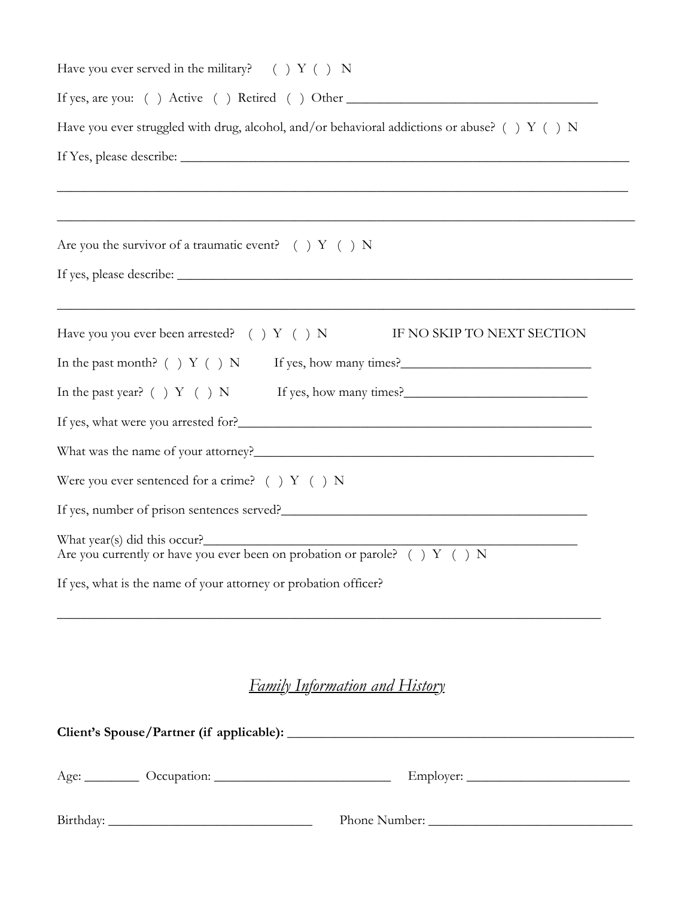Have you ever served in the military? ( ) Y ( ) N

If yes, are you: ( ) Active ( ) Retired ( ) Other ______________________________________

Have you ever struggled with drug, alcohol, and/or behavioral addictions or abuse? ( ) Y ( ) N

If Yes, please describe: ____________________________________________________________________

__________________________________________________________________________________________

__________________________________________________________________________________________

Are you the survivor of a traumatic event? ( ) Y ( ) N

If yes, please describe: ____________________________________________________________________

__________________________________________________________________________________________

Have you you ever been arrested? ( ) Y ( ) N IF NO SKIP TO NEXT SECTION

In the past month? ( ) Y ( ) N If yes, how many times?_____________________________

In the past year? ( ) Y ( ) N If yes, how many times?____________________________

If yes, what were you arrested for?__________________________________________________

What was the name of your attorney?________________________________________________

Were you ever sentenced for a crime? ( ) Y ( ) N

If yes, number of prison sentences served?___________________________________________

What year(s) did this occur?__________________________________________________________

Are you currently or have you ever been on probation or parole? ( ) Y ( ) N

If yes, what is the name of your attorney or probation officer?

__________________________________________________________________________________________

## *Family Information and History*

**Client's Spouse/Partner (if applicable):** ______________________________________________

Age: ________ Occupation: __________________________ Employer: ________________________

Birthday: ______________________________ Phone Number: ______________________________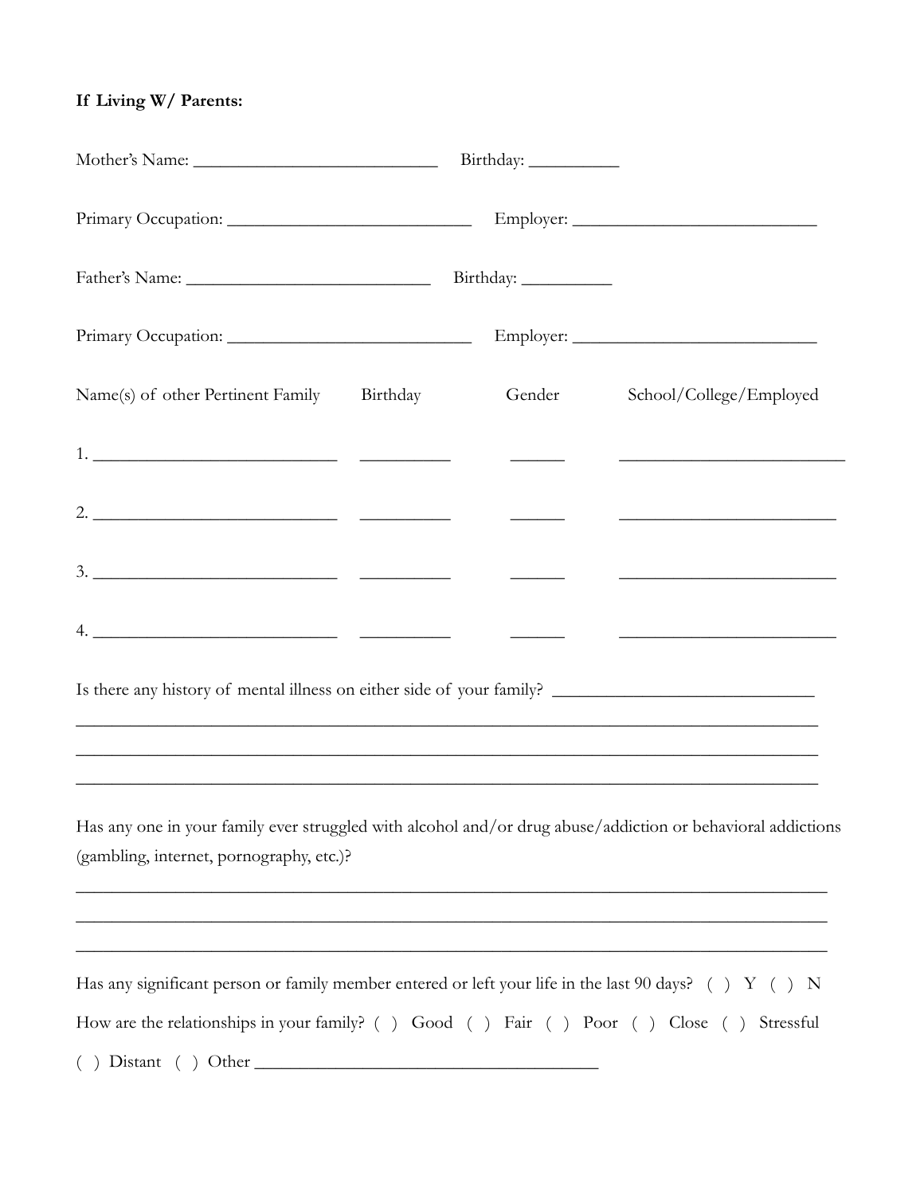**If Living W/ Parents:**

Mother's Name: ____________________________ Birthday: __________

Primary Occupation: ____________________________ Employer: ____________________________

Father's Name: ____________________________ Birthday: __________

Primary Occupation: ____________________________ Employer: ____________________________

| Name(s) of other Pertinent Family | Birthday | Gender | School/College/Employed |
|---|---|---|---|
| 1. ____________________________ | __________ | ______ | ________________________ |
| 2. ____________________________ | __________ | ______ | ________________________ |
| 3. ____________________________ | __________ | ______ | ________________________ |
| 4. ____________________________ | __________ | ______ | ________________________ |

Is there any history of mental illness on either side of your family? ____________________________

______________________________________________________________________________

______________________________________________________________________________

______________________________________________________________________________

Has any one in your family ever struggled with alcohol and/or drug abuse/addiction or behavioral addictions (gambling, internet, pornography, etc.)?

______________________________________________________________________________

______________________________________________________________________________

______________________________________________________________________________

Has any significant person or family member entered or left your life in the last 90 days? ( ) Y ( ) N

How are the relationships in your family? ( ) Good ( ) Fair ( ) Poor ( ) Close ( ) Stressful ( ) Distant ( ) Other ______________________________________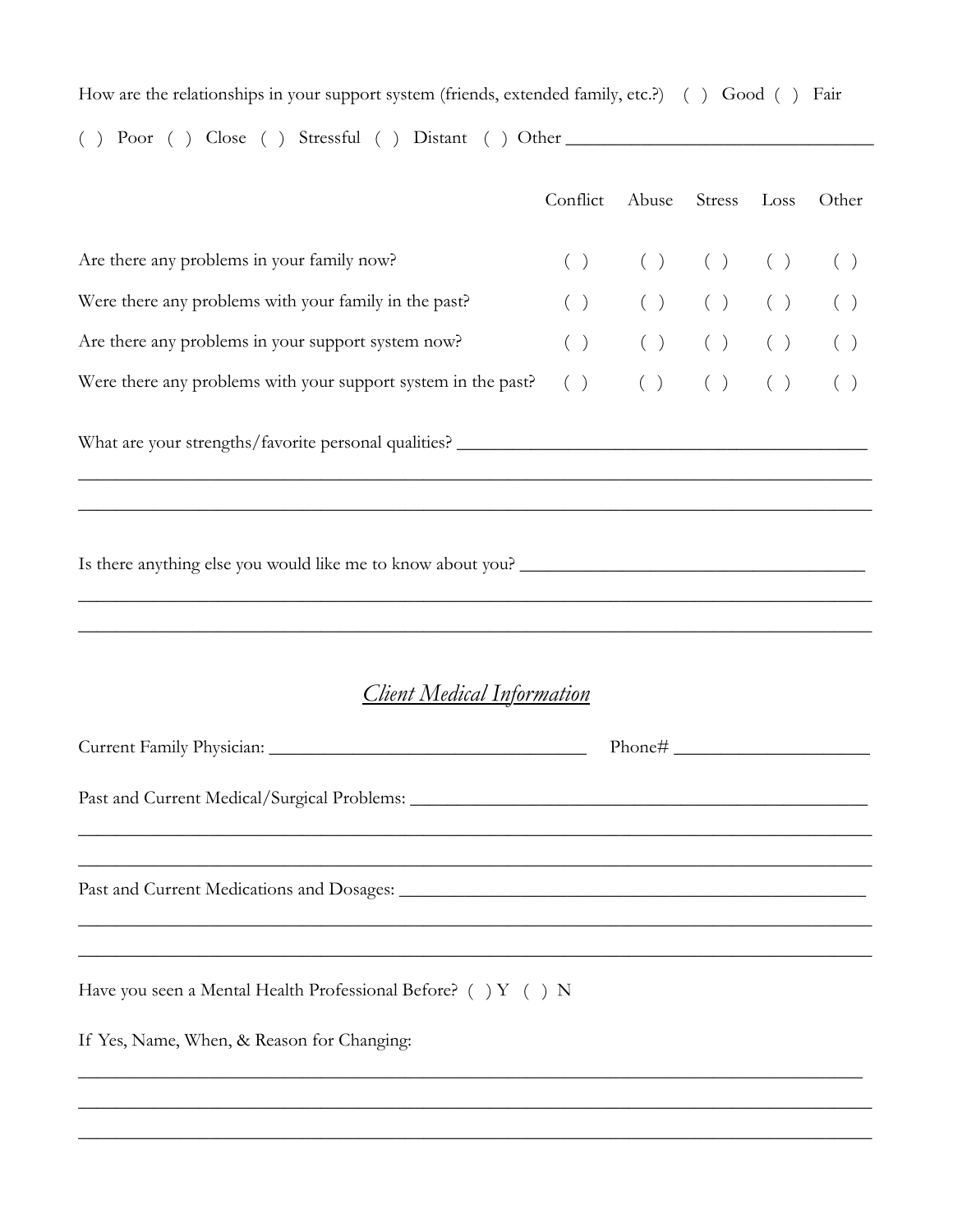How are the relationships in your support system (friends, extended family, etc.?) ( ) Good ( ) Fair

( ) Poor ( ) Close ( ) Stressful ( ) Distant ( ) Other ________________________________

| | Conflict | Abuse | Stress | Loss | Other |
|---|---|---|---|---|---|
| Are there any problems in your family now? | ( ) | ( ) | ( ) | ( ) | ( ) |
| Were there any problems with your family in the past? | ( ) | ( ) | ( ) | ( ) | ( ) |
| Are there any problems in your support system now? | ( ) | ( ) | ( ) | ( ) | ( ) |
| Were there any problems with your support system in the past? | ( ) | ( ) | ( ) | ( ) | ( ) |

What are your strengths/favorite personal qualities? ____________________________________________

________________________________________________________________________________________

________________________________________________________________________________________

Is there anything else you would like me to know about you? _____________________________________

________________________________________________________________________________________

________________________________________________________________________________________

## *Client Medical Information*

Current Family Physician: ___________________________________ Phone# ____________________

Past and Current Medical/Surgical Problems: ___________________________________________________

________________________________________________________________________________________

________________________________________________________________________________________

Past and Current Medications and Dosages: ____________________________________________________

________________________________________________________________________________________

________________________________________________________________________________________

Have you seen a Mental Health Professional Before? ( ) Y ( ) N

If Yes, Name, When, & Reason for Changing:

________________________________________________________________________________________

________________________________________________________________________________________

________________________________________________________________________________________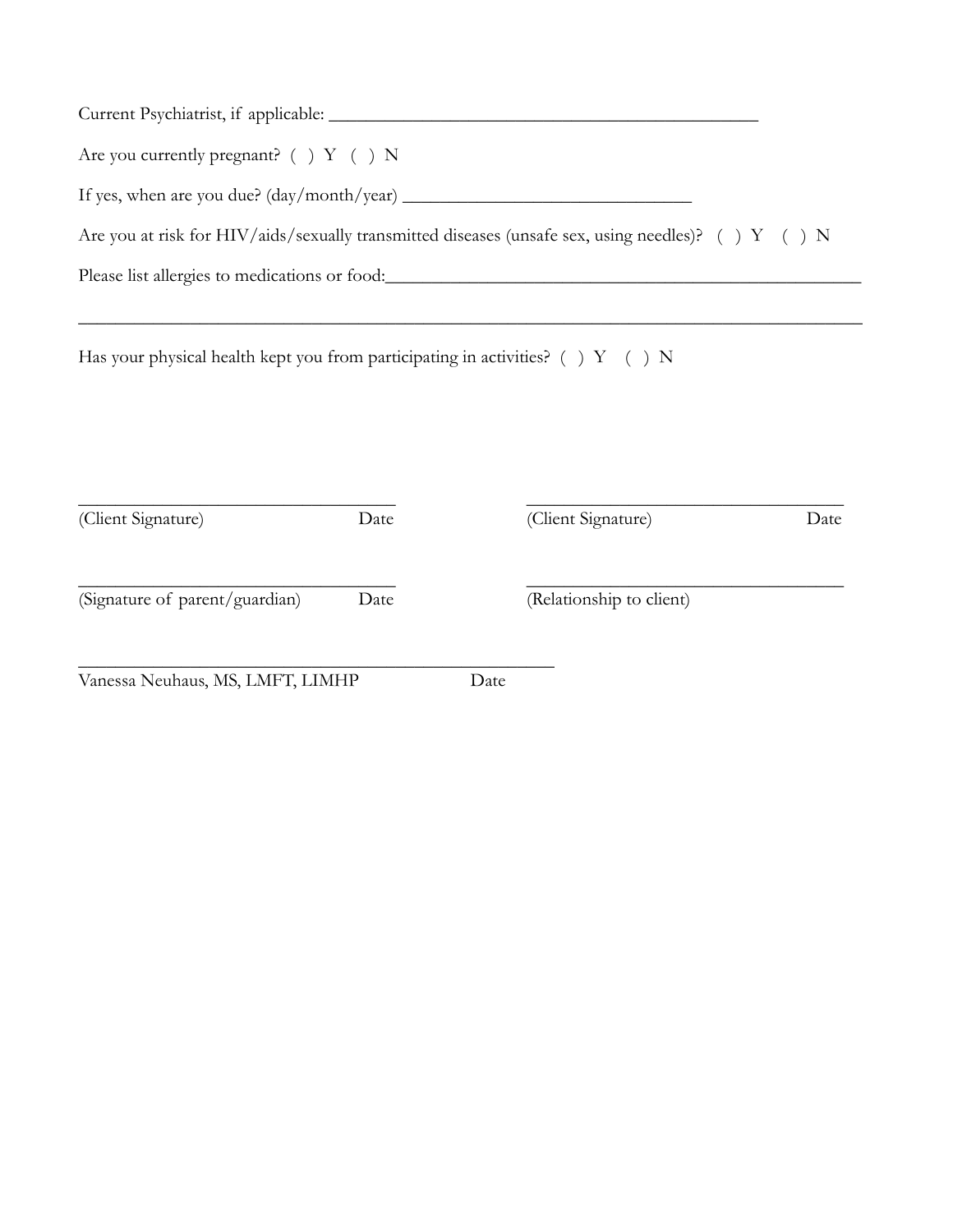Current Psychiatrist, if applicable: _______________________________________________

Are you currently pregnant? ( ) Y ( ) N

If yes, when are you due? (day/month/year) ______________________________

Are you at risk for HIV/aids/sexually transmitted diseases (unsafe sex, using needles)? ( ) Y ( ) N

Please list allergies to medications or food:_______________________________________________

_______________________________________________________________________________________

Has your physical health kept you from participating in activities? ( ) Y ( ) N

___________________________________ ___________________________________
(Client Signature) Date (Client Signature) Date

___________________________________ ___________________________________
(Signature of parent/guardian) Date (Relationship to client)

____________________________________________________
Vanessa Neuhaus, MS, LMFT, LIMHP Date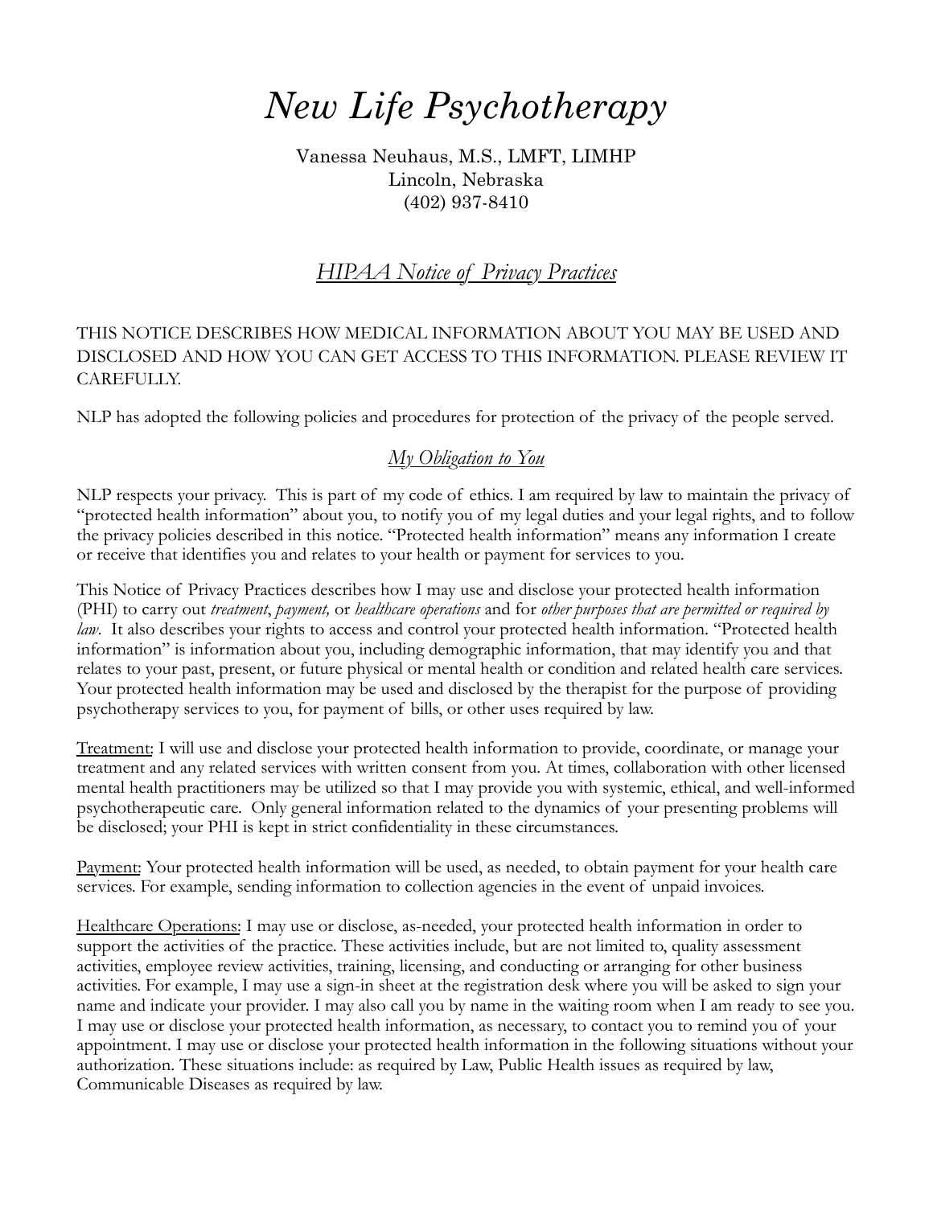# *New Life Psychotherapy*

Vanessa Neuhaus, M.S., LMFT, LIMHP
Lincoln, Nebraska
(402) 937-8410

## *HIPAA Notice of Privacy Practices*

THIS NOTICE DESCRIBES HOW MEDICAL INFORMATION ABOUT YOU MAY BE USED AND DISCLOSED AND HOW YOU CAN GET ACCESS TO THIS INFORMATION. PLEASE REVIEW IT CAREFULLY.

NLP has adopted the following policies and procedures for protection of the privacy of the people served.

### *My Obligation to You*

NLP respects your privacy. This is part of my code of ethics. I am required by law to maintain the privacy of "protected health information" about you, to notify you of my legal duties and your legal rights, and to follow the privacy policies described in this notice. "Protected health information" means any information I create or receive that identifies you and relates to your health or payment for services to you.

This Notice of Privacy Practices describes how I may use and disclose your protected health information (PHI) to carry out *treatment*, *payment,* or *healthcare operations* and for *other purposes that are permitted or required by law*. It also describes your rights to access and control your protected health information. "Protected health information" is information about you, including demographic information, that may identify you and that relates to your past, present, or future physical or mental health or condition and related health care services. Your protected health information may be used and disclosed by the therapist for the purpose of providing psychotherapy services to you, for payment of bills, or other uses required by law.

Treatment: I will use and disclose your protected health information to provide, coordinate, or manage your treatment and any related services with written consent from you. At times, collaboration with other licensed mental health practitioners may be utilized so that I may provide you with systemic, ethical, and well-informed psychotherapeutic care. Only general information related to the dynamics of your presenting problems will be disclosed; your PHI is kept in strict confidentiality in these circumstances.

Payment: Your protected health information will be used, as needed, to obtain payment for your health care services. For example, sending information to collection agencies in the event of unpaid invoices.

Healthcare Operations: I may use or disclose, as-needed, your protected health information in order to support the activities of the practice. These activities include, but are not limited to, quality assessment activities, employee review activities, training, licensing, and conducting or arranging for other business activities. For example, I may use a sign-in sheet at the registration desk where you will be asked to sign your name and indicate your provider. I may also call you by name in the waiting room when I am ready to see you. I may use or disclose your protected health information, as necessary, to contact you to remind you of your appointment. I may use or disclose your protected health information in the following situations without your authorization. These situations include: as required by Law, Public Health issues as required by law, Communicable Diseases as required by law.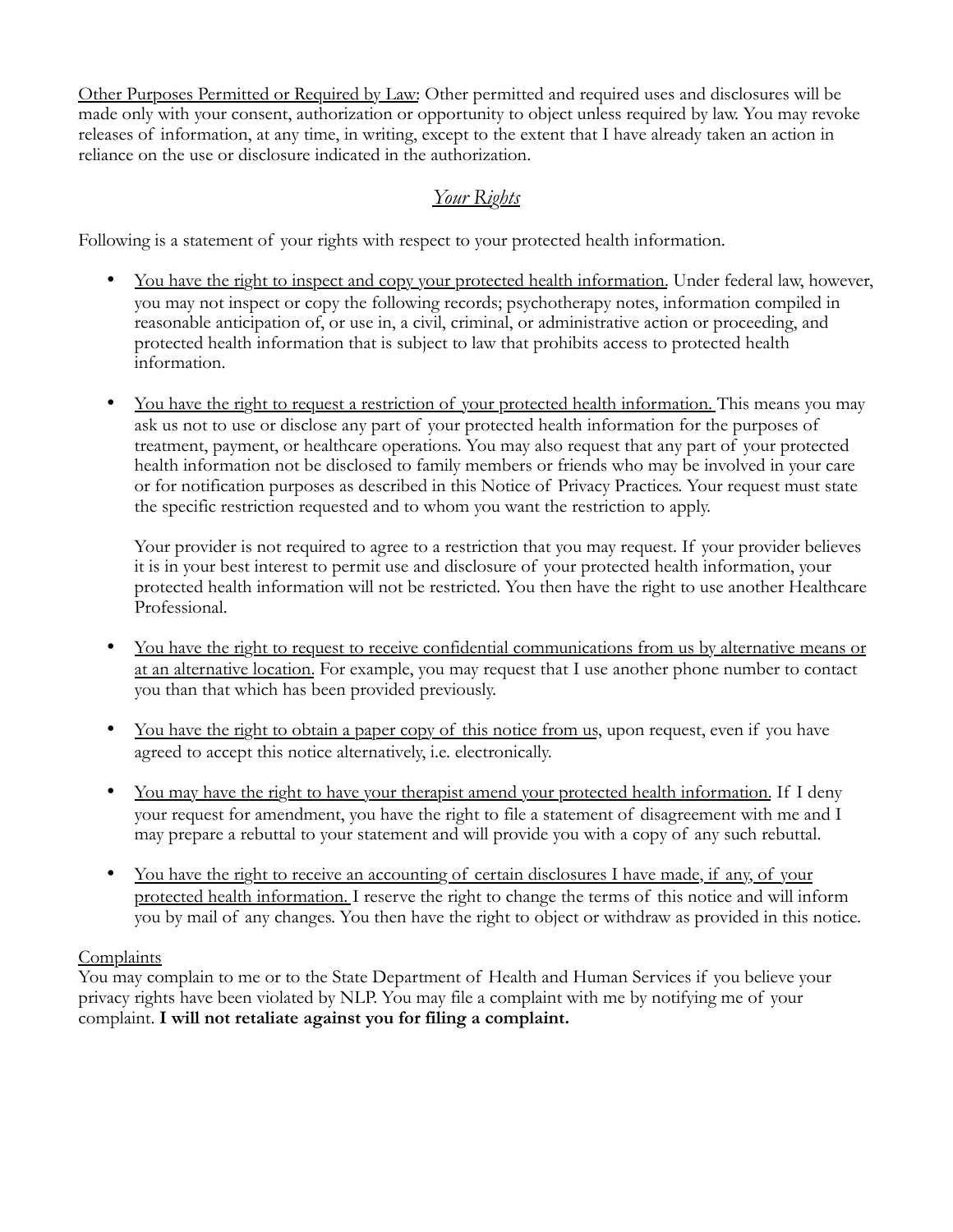Other Purposes Permitted or Required by Law: Other permitted and required uses and disclosures will be made only with your consent, authorization or opportunity to object unless required by law. You may revoke releases of information, at any time, in writing, except to the extent that I have already taken an action in reliance on the use or disclosure indicated in the authorization.

## *Your Rights*

Following is a statement of your rights with respect to your protected health information.

- You have the right to inspect and copy your protected health information. Under federal law, however, you may not inspect or copy the following records; psychotherapy notes, information compiled in reasonable anticipation of, or use in, a civil, criminal, or administrative action or proceeding, and protected health information that is subject to law that prohibits access to protected health information.

- You have the right to request a restriction of your protected health information. This means you may ask us not to use or disclose any part of your protected health information for the purposes of treatment, payment, or healthcare operations. You may also request that any part of your protected health information not be disclosed to family members or friends who may be involved in your care or for notification purposes as described in this Notice of Privacy Practices. Your request must state the specific restriction requested and to whom you want the restriction to apply.

  Your provider is not required to agree to a restriction that you may request. If your provider believes it is in your best interest to permit use and disclosure of your protected health information, your protected health information will not be restricted. You then have the right to use another Healthcare Professional.

- You have the right to request to receive confidential communications from us by alternative means or at an alternative location. For example, you may request that I use another phone number to contact you than that which has been provided previously.

- You have the right to obtain a paper copy of this notice from us, upon request, even if you have agreed to accept this notice alternatively, i.e. electronically.

- You may have the right to have your therapist amend your protected health information. If I deny your request for amendment, you have the right to file a statement of disagreement with me and I may prepare a rebuttal to your statement and will provide you with a copy of any such rebuttal.

- You have the right to receive an accounting of certain disclosures I have made, if any, of your protected health information. I reserve the right to change the terms of this notice and will inform you by mail of any changes. You then have the right to object or withdraw as provided in this notice.

Complaints

You may complain to me or to the State Department of Health and Human Services if you believe your privacy rights have been violated by NLP. You may file a complaint with me by notifying me of your complaint. **I will not retaliate against you for filing a complaint.**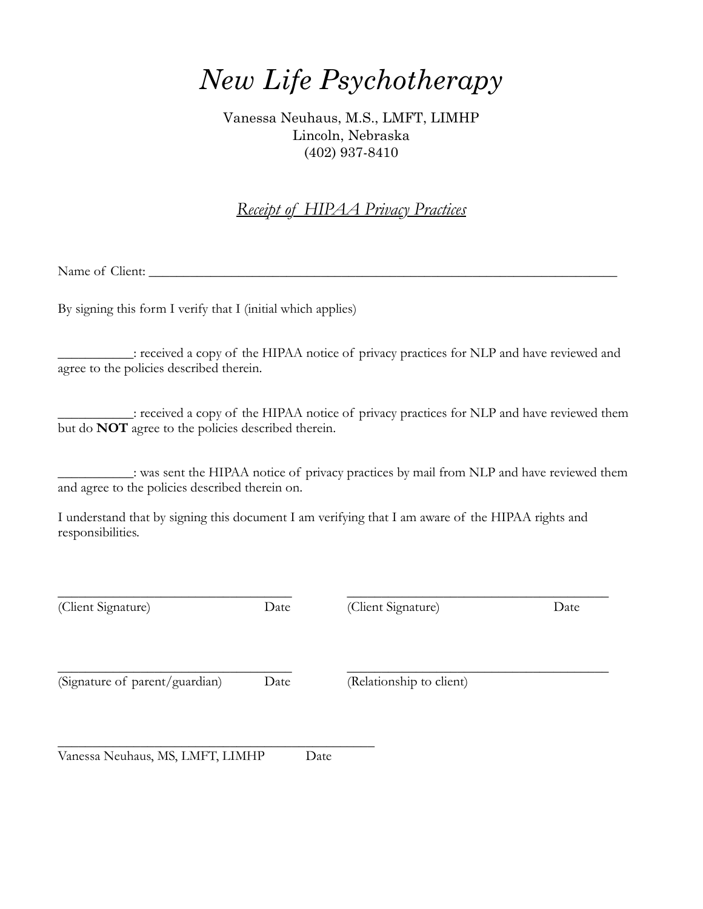# *New Life Psychotherapy*

Vanessa Neuhaus, M.S., LMFT, LIMHP
Lincoln, Nebraska
(402) 937-8410

## *Receipt of HIPAA Privacy Practices*

Name of Client: ___________________________________________________________________________

By signing this form I verify that I (initial which applies)

___________: received a copy of the HIPAA notice of privacy practices for NLP and have reviewed and agree to the policies described therein.

___________: received a copy of the HIPAA notice of privacy practices for NLP and have reviewed them but do **NOT** agree to the policies described therein.

___________: was sent the HIPAA notice of privacy practices by mail from NLP and have reviewed them and agree to the policies described therein on.

I understand that by signing this document I am verifying that I am aware of the HIPAA rights and responsibilities.

___________________________________ 
(Client Signature) Date

___________________________________ 
(Client Signature) Date

___________________________________ 
(Signature of parent/guardian) Date

___________________________________ 
(Relationship to client)

_______________________________________________
Vanessa Neuhaus, MS, LMFT, LIMHP Date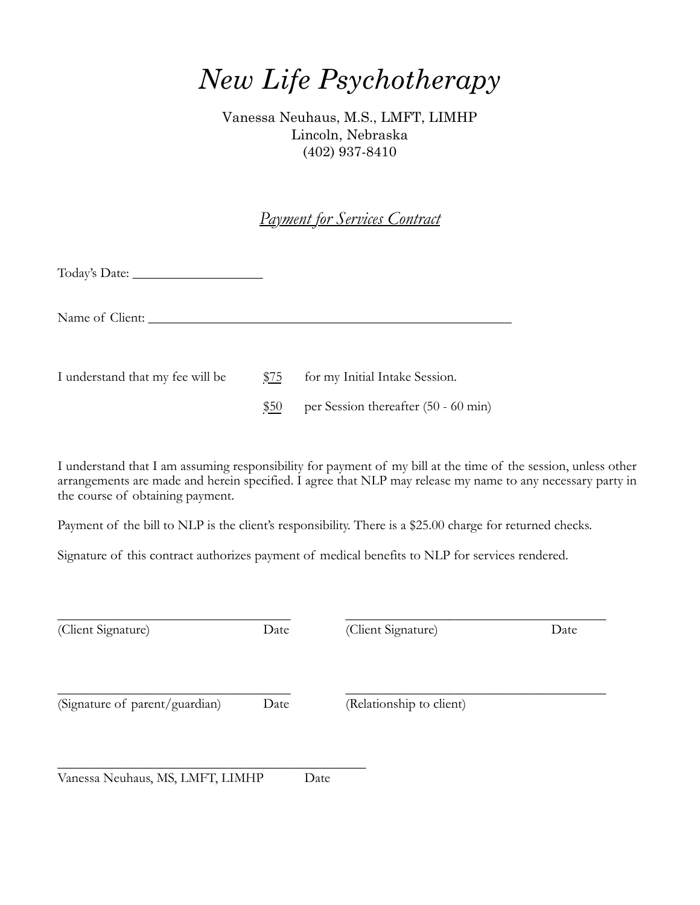# *New Life Psychotherapy*

Vanessa Neuhaus, M.S., LMFT, LIMHP
Lincoln, Nebraska
(402) 937-8410

## *Payment for Services Contract*

Today's Date: ____________________

Name of Client: ________________________________________________________

I understand that my fee will be $75 for my Initial Intake Session.

$50 per Session thereafter (50 - 60 min)

I understand that I am assuming responsibility for payment of my bill at the time of the session, unless other arrangements are made and herein specified. I agree that NLP may release my name to any necessary party in the course of obtaining payment.

Payment of the bill to NLP is the client's responsibility. There is a $25.00 charge for returned checks.

Signature of this contract authorizes payment of medical benefits to NLP for services rendered.

___________________________________ ________________________________________
(Client Signature) Date (Client Signature) Date

___________________________________ ________________________________________
(Signature of parent/guardian) Date (Relationship to client)

_______________________________________________
Vanessa Neuhaus, MS, LMFT, LIMHP Date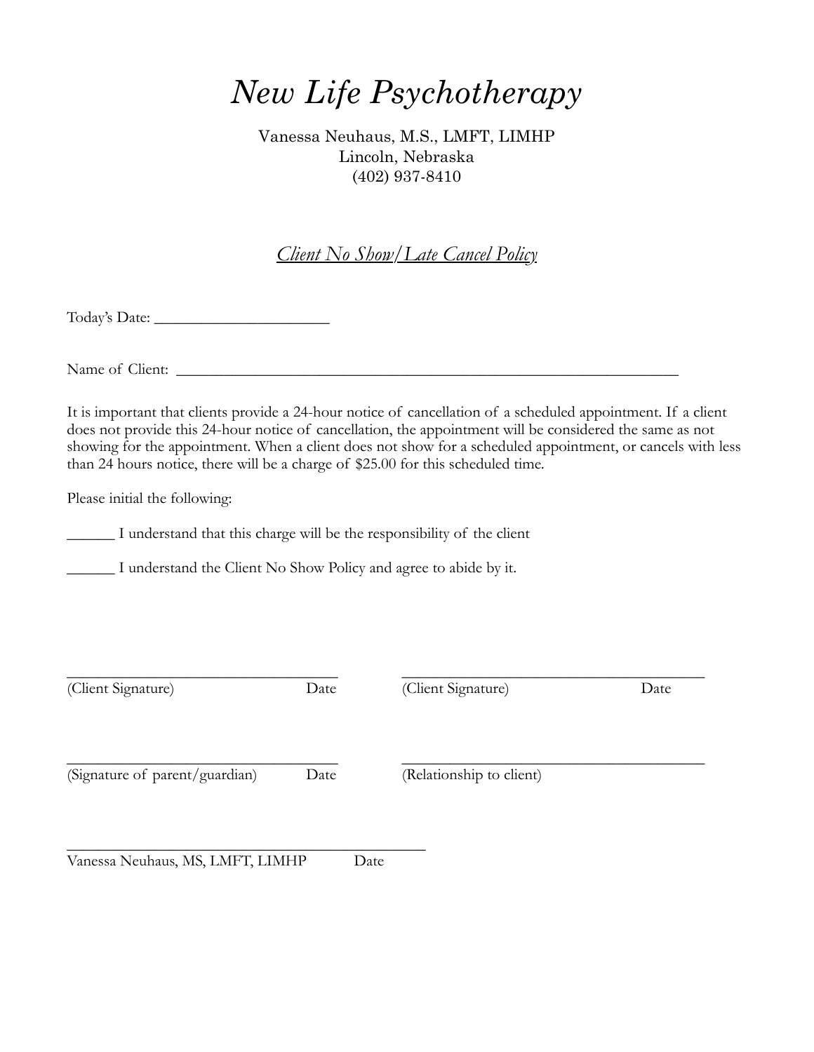# *New Life Psychotherapy*

Vanessa Neuhaus, M.S., LMFT, LIMHP
Lincoln, Nebraska
(402) 937-8410

## *Client No Show/Late Cancel Policy*

Today's Date: ______________________

Name of Client: ______________________________________________________________

It is important that clients provide a 24-hour notice of cancellation of a scheduled appointment. If a client does not provide this 24-hour notice of cancellation, the appointment will be considered the same as not showing for the appointment. When a client does not show for a scheduled appointment, or cancels with less than 24 hours notice, there will be a charge of $25.00 for this scheduled time.

Please initial the following:

______ I understand that this charge will be the responsibility of the client

______ I understand the Client No Show Policy and agree to abide by it.

__________________________________ &nbsp;&nbsp;&nbsp;&nbsp; ______________________________________
(Client Signature) &nbsp;&nbsp;&nbsp;&nbsp; Date &nbsp;&nbsp;&nbsp;&nbsp; (Client Signature) &nbsp;&nbsp;&nbsp;&nbsp; Date

__________________________________ &nbsp;&nbsp;&nbsp;&nbsp; ______________________________________
(Signature of parent/guardian) &nbsp;&nbsp;&nbsp;&nbsp; Date &nbsp;&nbsp;&nbsp;&nbsp; (Relationship to client)

_____________________________________________
Vanessa Neuhaus, MS, LMFT, LIMHP &nbsp;&nbsp;&nbsp;&nbsp; Date